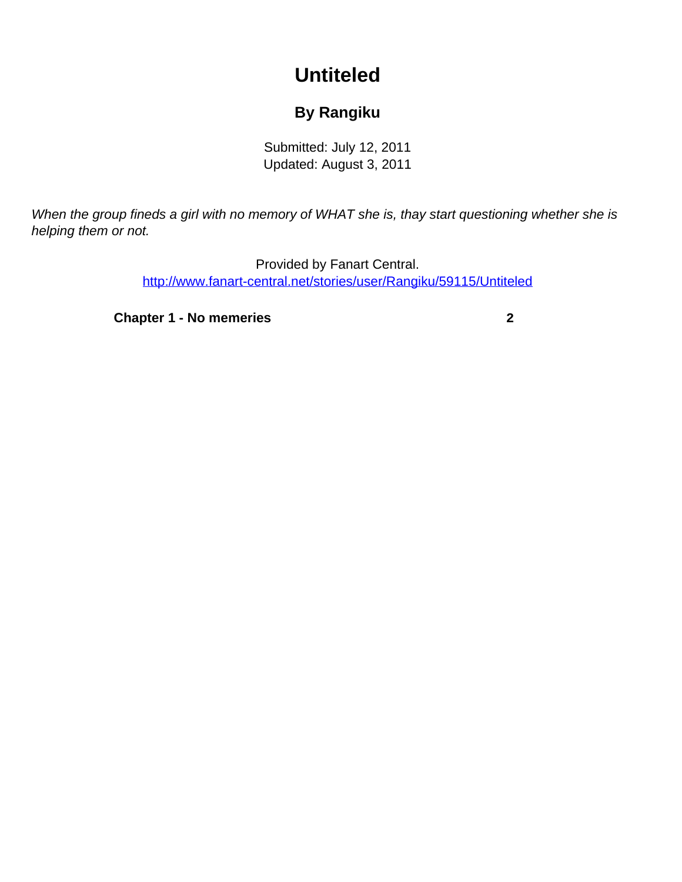# Untiteled

## By Rangiku

Submitted: July 12, 2011
Updated: August 3, 2011

*When the group fineds a girl with no memory of WHAT she is, thay start questioning whether she is helping them or not.*

Provided by Fanart Central.
http://www.fanart-central.net/stories/user/Rangiku/59115/Untiteled

**Chapter 1 - No memeries** **2**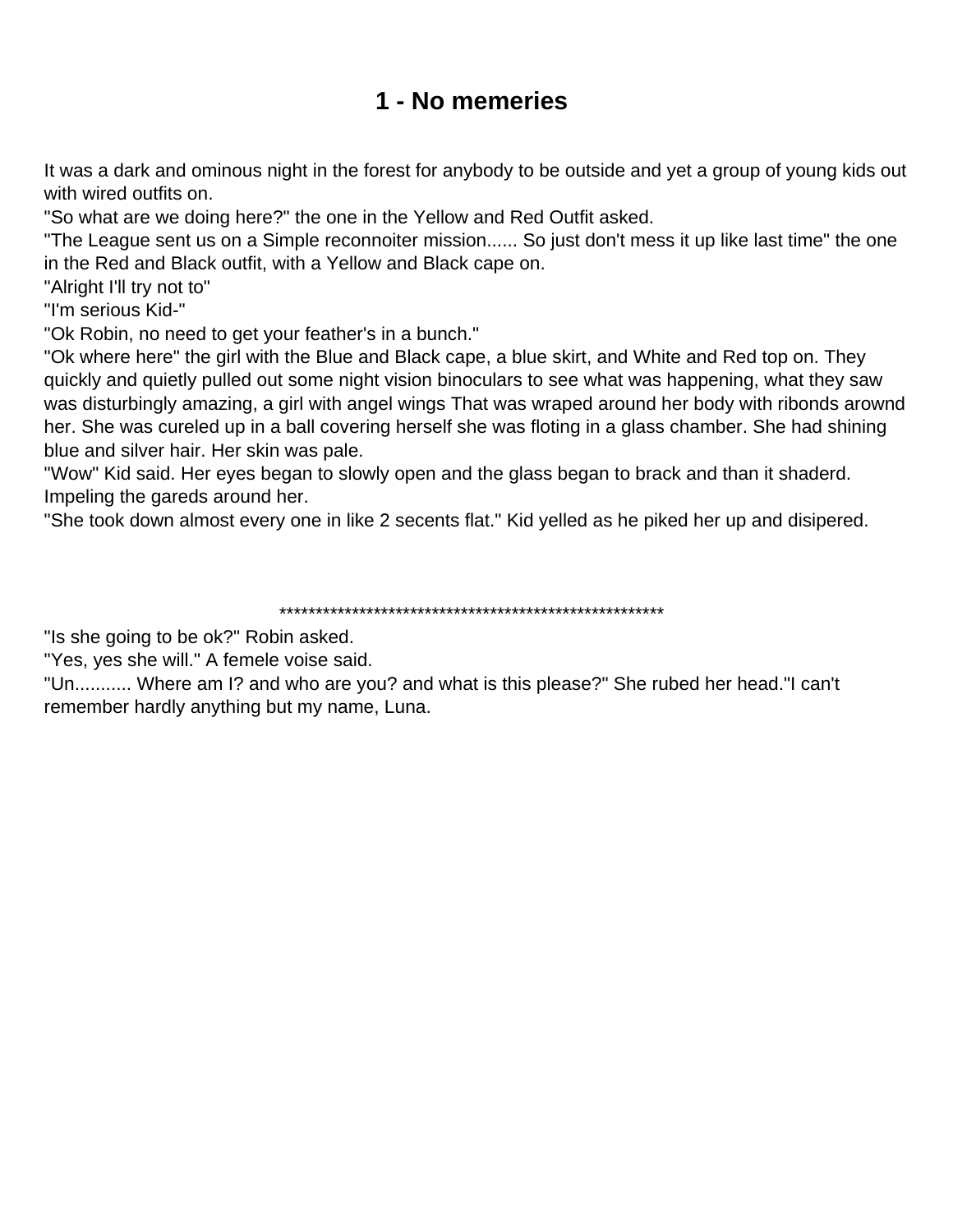# 1 - No memeries

It was a dark and ominous night in the forest for anybody to be outside and yet a group of young kids out with wired outfits on.
"So what are we doing here?" the one in the Yellow and Red Outfit asked.
"The League sent us on a Simple reconnoiter mission...... So just don't mess it up like last time" the one in the Red and Black outfit, with a Yellow and Black cape on.
"Alright I'll try not to"
"I'm serious Kid-"
"Ok Robin, no need to get your feather's in a bunch."
"Ok where here" the girl with the Blue and Black cape, a blue skirt, and White and Red top on. They quickly and quietly pulled out some night vision binoculars to see what was happening, what they saw was disturbingly amazing, a girl with angel wings That was wraped around her body with ribonds arownd her. She was cureled up in a ball covering herself she was floting in a glass chamber. She had shining blue and silver hair. Her skin was pale.
"Wow" Kid said. Her eyes began to slowly open and the glass began to brack and than it shaderd. Impeling the gareds around her.
"She took down almost every one in like 2 secents flat." Kid yelled as he piked her up and disipered.

*******************************************************

"Is she going to be ok?" Robin asked.
"Yes, yes she will." A femele voise said.
"Un........... Where am I? and who are you? and what is this please?" She rubed her head."I can't remember hardly anything but my name, Luna.